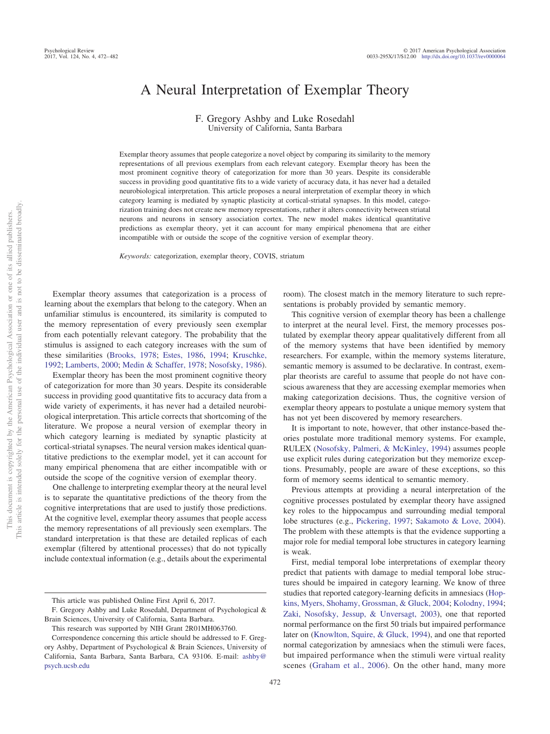# A Neural Interpretation of Exemplar Theory

F. Gregory Ashby and Luke Rosedahl
University of California, Santa Barbara

Exemplar theory assumes that people categorize a novel object by comparing its similarity to the memory representations of all previous exemplars from each relevant category. Exemplar theory has been the most prominent cognitive theory of categorization for more than 30 years. Despite its considerable success in providing good quantitative fits to a wide variety of accuracy data, it has never had a detailed neurobiological interpretation. This article proposes a neural interpretation of exemplar theory in which category learning is mediated by synaptic plasticity at cortical-striatal synapses. In this model, categorization training does not create new memory representations, rather it alters connectivity between striatal neurons and neurons in sensory association cortex. The new model makes identical quantitative predictions as exemplar theory, yet it can account for many empirical phenomena that are either incompatible with or outside the scope of the cognitive version of exemplar theory.

*Keywords:* categorization, exemplar theory, COVIS, striatum

Exemplar theory assumes that categorization is a process of learning about the exemplars that belong to the category. When an unfamiliar stimulus is encountered, its similarity is computed to the memory representation of every previously seen exemplar from each potentially relevant category. The probability that the stimulus is assigned to each category increases with the sum of these similarities (Brooks, 1978; Estes, 1986, 1994; Kruschke, 1992; Lamberts, 2000; Medin & Schaffer, 1978; Nosofsky, 1986).

Exemplar theory has been the most prominent cognitive theory of categorization for more than 30 years. Despite its considerable success in providing good quantitative fits to accuracy data from a wide variety of experiments, it has never had a detailed neurobiological interpretation. This article corrects that shortcoming of the literature. We propose a neural version of exemplar theory in which category learning is mediated by synaptic plasticity at cortical-striatal synapses. The neural version makes identical quantitative predictions to the exemplar model, yet it can account for many empirical phenomena that are either incompatible with or outside the scope of the cognitive version of exemplar theory.

One challenge to interpreting exemplar theory at the neural level is to separate the quantitative predictions of the theory from the cognitive interpretations that are used to justify those predictions. At the cognitive level, exemplar theory assumes that people access the memory representations of all previously seen exemplars. The standard interpretation is that these are detailed replicas of each exemplar (filtered by attentional processes) that do not typically include contextual information (e.g., details about the experimental room). The closest match in the memory literature to such representations is probably provided by semantic memory.

This cognitive version of exemplar theory has been a challenge to interpret at the neural level. First, the memory processes postulated by exemplar theory appear qualitatively different from all of the memory systems that have been identified by memory researchers. For example, within the memory systems literature, semantic memory is assumed to be declarative. In contrast, exemplar theorists are careful to assume that people do not have conscious awareness that they are accessing exemplar memories when making categorization decisions. Thus, the cognitive version of exemplar theory appears to postulate a unique memory system that has not yet been discovered by memory researchers.

It is important to note, however, that other instance-based theories postulate more traditional memory systems. For example, RULEX (Nosofsky, Palmeri, & McKinley, 1994) assumes people use explicit rules during categorization but they memorize exceptions. Presumably, people are aware of these exceptions, so this form of memory seems identical to semantic memory.

Previous attempts at providing a neural interpretation of the cognitive processes postulated by exemplar theory have assigned key roles to the hippocampus and surrounding medial temporal lobe structures (e.g., Pickering, 1997; Sakamoto & Love, 2004). The problem with these attempts is that the evidence supporting a major role for medial temporal lobe structures in category learning is weak.

First, medial temporal lobe interpretations of exemplar theory predict that patients with damage to medial temporal lobe structures should be impaired in category learning. We know of three studies that reported category-learning deficits in amnesiacs (Hopkins, Myers, Shohamy, Grossman, & Gluck, 2004; Kolodny, 1994; Zaki, Nosofsky, Jessup, & Unversagt, 2003), one that reported normal performance on the first 50 trials but impaired performance later on (Knowlton, Squire, & Gluck, 1994), and one that reported normal categorization by amnesiacs when the stimuli were faces, but impaired performance when the stimuli were virtual reality scenes (Graham et al., 2006). On the other hand, many more

---

This article was published Online First April 6, 2017.

F. Gregory Ashby and Luke Rosedahl, Department of Psychological & Brain Sciences, University of California, Santa Barbara.

This research was supported by NIH Grant 2R01MH063760.

Correspondence concerning this article should be addressed to F. Gregory Ashby, Department of Psychological & Brain Sciences, University of California, Santa Barbara, Santa Barbara, CA 93106. E-mail: ashby@psych.ucsb.edu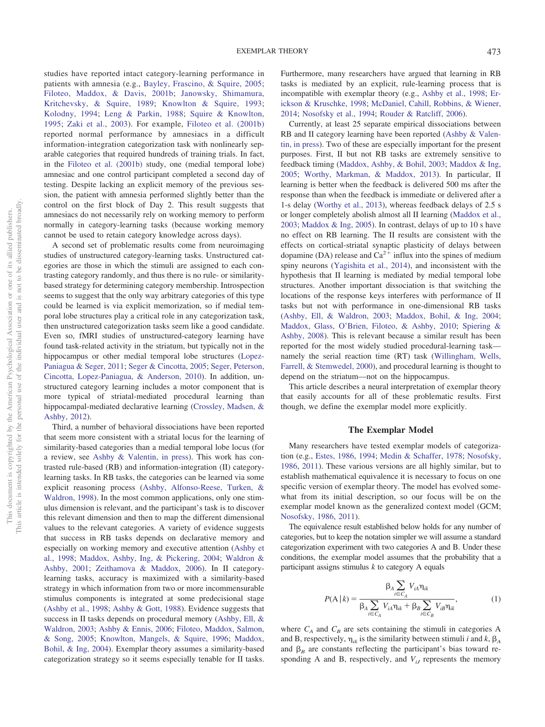studies have reported intact category-learning performance in patients with amnesia (e.g., Bayley, Frascino, & Squire, 2005; Filoteo, Maddox, & Davis, 2001b; Janowsky, Shimamura, Kritchevsky, & Squire, 1989; Knowlton & Squire, 1993; Kolodny, 1994; Leng & Parkin, 1988; Squire & Knowlton, 1995; Zaki et al., 2003). For example, Filoteo et al. (2001b) reported normal performance by amnesiacs in a difficult information-integration categorization task with nonlinearly separable categories that required hundreds of training trials. In fact, in the Filoteo et al. (2001b) study, one (medial temporal lobe) amnesiac and one control participant completed a second day of testing. Despite lacking an explicit memory of the previous session, the patient with amnesia performed slightly better than the control on the first block of Day 2. This result suggests that amnesiacs do not necessarily rely on working memory to perform normally in category-learning tasks (because working memory cannot be used to retain category knowledge across days).

A second set of problematic results come from neuroimaging studies of unstructured category-learning tasks. Unstructured categories are those in which the stimuli are assigned to each contrasting category randomly, and thus there is no rule- or similarity-based strategy for determining category membership. Introspection seems to suggest that the only way arbitrary categories of this type could be learned is via explicit memorization, so if medial temporal lobe structures play a critical role in any categorization task, then unstructured categorization tasks seem like a good candidate. Even so, fMRI studies of unstructured-category learning have found task-related activity in the striatum, but typically not in the hippocampus or other medial temporal lobe structures (Lopez-Paniagua & Seger, 2011; Seger & Cincotta, 2005; Seger, Peterson, Cincotta, Lopez-Paniagua, & Anderson, 2010). In addition, unstructured category learning includes a motor component that is more typical of striatal-mediated procedural learning than hippocampal-mediated declarative learning (Crossley, Madsen, & Ashby, 2012).

Third, a number of behavioral dissociations have been reported that seem more consistent with a striatal locus for the learning of similarity-based categories than a medial temporal lobe locus (for a review, see Ashby & Valentin, in press). This work has contrasted rule-based (RB) and information-integration (II) category-learning tasks. In RB tasks, the categories can be learned via some explicit reasoning process (Ashby, Alfonso-Reese, Turken, & Waldron, 1998). In the most common applications, only one stimulus dimension is relevant, and the participant's task is to discover this relevant dimension and then to map the different dimensional values to the relevant categories. A variety of evidence suggests that success in RB tasks depends on declarative memory and especially on working memory and executive attention (Ashby et al., 1998; Maddox, Ashby, Ing, & Pickering, 2004; Waldron & Ashby, 2001; Zeithamova & Maddox, 2006). In II category-learning tasks, accuracy is maximized with a similarity-based strategy in which information from two or more incommensurable stimulus components is integrated at some predecisional stage (Ashby et al., 1998; Ashby & Gott, 1988). Evidence suggests that success in II tasks depends on procedural memory (Ashby, Ell, & Waldron, 2003; Ashby & Ennis, 2006; Filoteo, Maddox, Salmon, & Song, 2005; Knowlton, Mangels, & Squire, 1996; Maddox, Bohil, & Ing, 2004). Exemplar theory assumes a similarity-based categorization strategy so it seems especially tenable for II tasks. Furthermore, many researchers have argued that learning in RB tasks is mediated by an explicit, rule-learning process that is incompatible with exemplar theory (e.g., Ashby et al., 1998; Erickson & Kruschke, 1998; McDaniel, Cahill, Robbins, & Wiener, 2014; Nosofsky et al., 1994; Rouder & Ratcliff, 2006).

Currently, at least 25 separate empirical dissociations between RB and II category learning have been reported (Ashby & Valentin, in press). Two of these are especially important for the present purposes. First, II but not RB tasks are extremely sensitive to feedback timing (Maddox, Ashby, & Bohil, 2003; Maddox & Ing, 2005; Worthy, Markman, & Maddox, 2013). In particular, II learning is better when the feedback is delivered 500 ms after the response than when the feedback is immediate or delivered after a 1-s delay (Worthy et al., 2013), whereas feedback delays of 2.5 s or longer completely abolish almost all II learning (Maddox et al., 2003; Maddox & Ing, 2005). In contrast, delays of up to 10 s have no effect on RB learning. The II results are consistent with the effects on cortical-striatal synaptic plasticity of delays between dopamine (DA) release and $Ca^{2+}$ influx into the spines of medium spiny neurons (Yagishita et al., 2014), and inconsistent with the hypothesis that II learning is mediated by medial temporal lobe structures. Another important dissociation is that switching the locations of the response keys interferes with performance of II tasks but not with performance in one-dimensional RB tasks (Ashby, Ell, & Waldron, 2003; Maddox, Bohil, & Ing, 2004; Maddox, Glass, O'Brien, Filoteo, & Ashby, 2010; Spiering & Ashby, 2008). This is relevant because a similar result has been reported for the most widely studied procedural-learning task—namely the serial reaction time (RT) task (Willingham, Wells, Farrell, & Stemwedel, 2000), and procedural learning is thought to depend on the striatum—not on the hippocampus.

This article describes a neural interpretation of exemplar theory that easily accounts for all of these problematic results. First though, we define the exemplar model more explicitly.

## The Exemplar Model

Many researchers have tested exemplar models of categorization (e.g., Estes, 1986, 1994; Medin & Schaffer, 1978; Nosofsky, 1986, 2011). These various versions are all highly similar, but to establish mathematical equivalence it is necessary to focus on one specific version of exemplar theory. The model has evolved somewhat from its initial description, so our focus will be on the exemplar model known as the generalized context model (GCM; Nosofsky, 1986, 2011).

The equivalence result established below holds for any number of categories, but to keep the notation simpler we will assume a standard categorization experiment with two categories A and B. Under these conditions, the exemplar model assumes that the probability that a participant assigns stimulus $k$ to category A equals

$$P(\mathrm{A} \mid k) = \frac{\beta_A \sum_{i \in C_A} V_{iA}\eta_{ik}}{\beta_A \sum_{i \in C_A} V_{iA}\eta_{ik} + \beta_B \sum_{i \in C_B} V_{iB}\eta_{ik}}, \tag{1}$$

where $C_A$ and $C_B$ are sets containing the stimuli in categories A and B, respectively, $\eta_{ik}$ is the similarity between stimuli $i$ and $k$, $\beta_A$ and $\beta_B$ are constants reflecting the participant's bias toward responding A and B, respectively, and $V_{iJ}$ represents the memory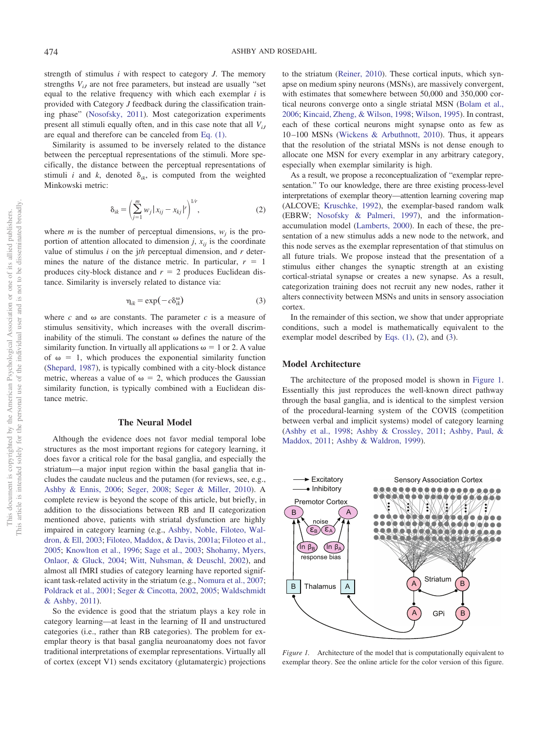strength of stimulus $i$ with respect to category $J$. The memory strengths $V_{iJ}$ are not free parameters, but instead are usually "set equal to the relative frequency with which each exemplar $i$ is provided with Category $J$ feedback during the classification training phase" (Nosofsky, 2011). Most categorization experiments present all stimuli equally often, and in this case note that all $V_{iJ}$ are equal and therefore can be canceled from Eq. (1).

Similarity is assumed to be inversely related to the distance between the perceptual representations of the stimuli. More specifically, the distance between the perceptual representations of stimuli $i$ and $k$, denoted $\delta_{ik}$, is computed from the weighted Minkowski metric:

$$\delta_{ik} = \left( \sum_{j=1}^{m} w_j |x_{ij} - x_{kj}|^r \right)^{1/r}, \tag{2}$$

where $m$ is the number of perceptual dimensions, $w_j$ is the proportion of attention allocated to dimension $j$, $x_{ij}$ is the coordinate value of stimulus $i$ on the $j$th perceptual dimension, and $r$ determines the nature of the distance metric. In particular, $r = 1$ produces city-block distance and $r = 2$ produces Euclidean distance. Similarity is inversely related to distance via:

$$\eta_{ik} = \exp(-c\delta_{ik}^{\omega}) \tag{3}$$

where $c$ and $\omega$ are constants. The parameter $c$ is a measure of stimulus sensitivity, which increases with the overall discriminability of the stimuli. The constant $\omega$ defines the nature of the similarity function. In virtually all applications $\omega = 1$ or 2. A value of $\omega = 1$, which produces the exponential similarity function (Shepard, 1987), is typically combined with a city-block distance metric, whereas a value of $\omega = 2$, which produces the Gaussian similarity function, is typically combined with a Euclidean distance metric.

## The Neural Model

Although the evidence does not favor medial temporal lobe structures as the most important regions for category learning, it does favor a critical role for the basal ganglia, and especially the striatum—a major input region within the basal ganglia that includes the caudate nucleus and the putamen (for reviews, see, e.g., Ashby & Ennis, 2006; Seger, 2008; Seger & Miller, 2010). A complete review is beyond the scope of this article, but briefly, in addition to the dissociations between RB and II categorization mentioned above, patients with striatal dysfunction are highly impaired in category learning (e.g., Ashby, Noble, Filoteo, Waldron, & Ell, 2003; Filoteo, Maddox, & Davis, 2001a; Filoteo et al., 2005; Knowlton et al., 1996; Sage et al., 2003; Shohamy, Myers, Onlaor, & Gluck, 2004; Witt, Nuhsman, & Deuschl, 2002), and almost all fMRI studies of category learning have reported significant task-related activity in the striatum (e.g., Nomura et al., 2007; Poldrack et al., 2001; Seger & Cincotta, 2002, 2005; Waldschmidt & Ashby, 2011).

So the evidence is good that the striatum plays a key role in category learning—at least in the learning of II and unstructured categories (i.e., rather than RB categories). The problem for exemplar theory is that basal ganglia neuroanatomy does not favor traditional interpretations of exemplar representations. Virtually all of cortex (except V1) sends excitatory (glutamatergic) projections to the striatum (Reiner, 2010). These cortical inputs, which synapse on medium spiny neurons (MSNs), are massively convergent, with estimates that somewhere between 50,000 and 350,000 cortical neurons converge onto a single striatal MSN (Bolam et al., 2006; Kincaid, Zheng, & Wilson, 1998; Wilson, 1995). In contrast, each of these cortical neurons might synapse onto as few as 10–100 MSNs (Wickens & Arbuthnott, 2010). Thus, it appears that the resolution of the striatal MSNs is not dense enough to allocate one MSN for every exemplar in any arbitrary category, especially when exemplar similarity is high.

As a result, we propose a reconceptualization of "exemplar representation." To our knowledge, there are three existing process-level interpretations of exemplar theory—attention learning covering map (ALCOVE; Kruschke, 1992), the exemplar-based random walk (EBRW; Nosofsky & Palmeri, 1997), and the information-accumulation model (Lamberts, 2000). In each of these, the presentation of a new stimulus adds a new node to the network, and this node serves as the exemplar representation of that stimulus on all future trials. We propose instead that the presentation of a stimulus either changes the synaptic strength at an existing cortical-striatal synapse or creates a new synapse. As a result, categorization training does not recruit any new nodes, rather it alters connectivity between MSNs and units in sensory association cortex.

In the remainder of this section, we show that under appropriate conditions, such a model is mathematically equivalent to the exemplar model described by Eqs. (1), (2), and (3).

### Model Architecture

The architecture of the proposed model is shown in Figure 1. Essentially this just reproduces the well-known direct pathway through the basal ganglia, and is identical to the simplest version of the procedural-learning system of the COVIS (competition between verbal and implicit systems) model of category learning (Ashby et al., 1998; Ashby & Crossley, 2011; Ashby, Paul, & Maddox, 2011; Ashby & Waldron, 1999).

*Figure 1.* Architecture of the model that is computationally equivalent to exemplar theory. See the online article for the color version of this figure.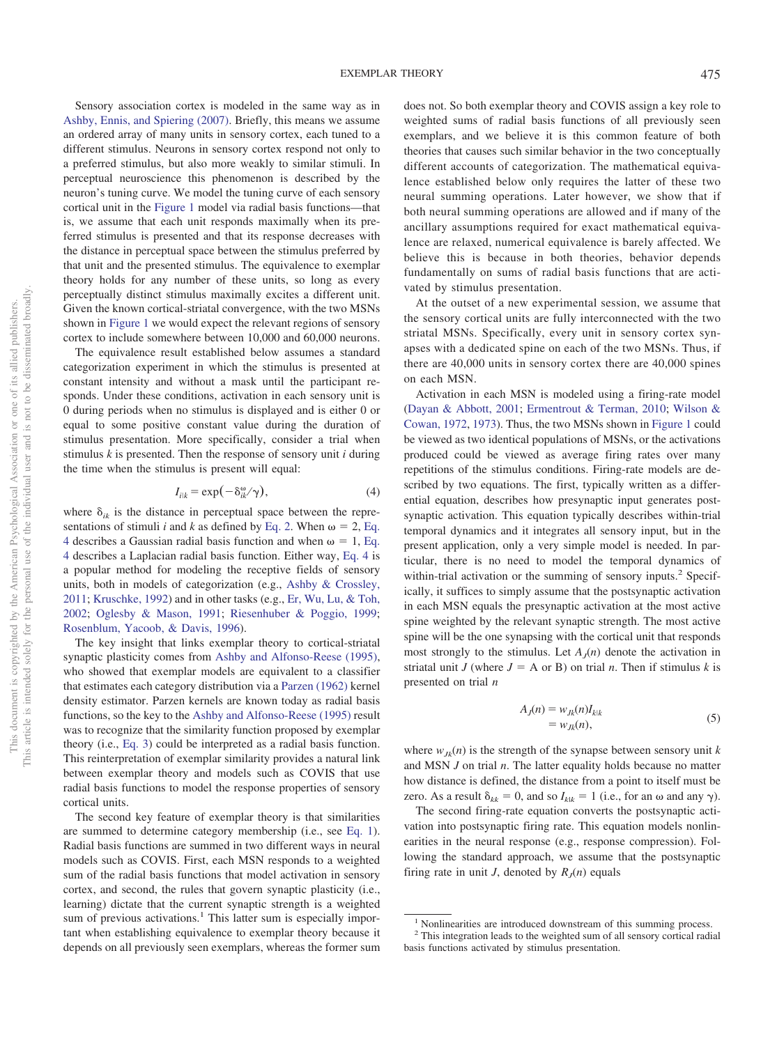Sensory association cortex is modeled in the same way as in Ashby, Ennis, and Spiering (2007). Briefly, this means we assume an ordered array of many units in sensory cortex, each tuned to a different stimulus. Neurons in sensory cortex respond not only to a preferred stimulus, but also more weakly to similar stimuli. In perceptual neuroscience this phenomenon is described by the neuron's tuning curve. We model the tuning curve of each sensory cortical unit in the Figure 1 model via radial basis functions—that is, we assume that each unit responds maximally when its preferred stimulus is presented and that its response decreases with the distance in perceptual space between the stimulus preferred by that unit and the presented stimulus. The equivalence to exemplar theory holds for any number of these units, so long as every perceptually distinct stimulus maximally excites a different unit. Given the known cortical-striatal convergence, with the two MSNs shown in Figure 1 we would expect the relevant regions of sensory cortex to include somewhere between 10,000 and 60,000 neurons.

The equivalence result established below assumes a standard categorization experiment in which the stimulus is presented at constant intensity and without a mask until the participant responds. Under these conditions, activation in each sensory unit is 0 during periods when no stimulus is displayed and is either 0 or equal to some positive constant value during the duration of stimulus presentation. More specifically, consider a trial when stimulus $k$ is presented. Then the response of sensory unit $i$ during the time when the stimulus is present will equal:

$$I_{i|k} = \exp\left(-\delta_{ik}^{\omega}/\gamma\right), \tag{4}$$

where $\delta_{ik}$ is the distance in perceptual space between the representations of stimuli $i$ and $k$ as defined by Eq. 2. When $\omega = 2$, Eq. 4 describes a Gaussian radial basis function and when $\omega = 1$, Eq. 4 describes a Laplacian radial basis function. Either way, Eq. 4 is a popular method for modeling the receptive fields of sensory units, both in models of categorization (e.g., Ashby & Crossley, 2011; Kruschke, 1992) and in other tasks (e.g., Er, Wu, Lu, & Toh, 2002; Oglesby & Mason, 1991; Riesenhuber & Poggio, 1999; Rosenblum, Yacoob, & Davis, 1996).

The key insight that links exemplar theory to cortical-striatal synaptic plasticity comes from Ashby and Alfonso-Reese (1995), who showed that exemplar models are equivalent to a classifier that estimates each category distribution via a Parzen (1962) kernel density estimator. Parzen kernels are known today as radial basis functions, so the key to the Ashby and Alfonso-Reese (1995) result was to recognize that the similarity function proposed by exemplar theory (i.e., Eq. 3) could be interpreted as a radial basis function. This reinterpretation of exemplar similarity provides a natural link between exemplar theory and models such as COVIS that use radial basis functions to model the response properties of sensory cortical units.

The second key feature of exemplar theory is that similarities are summed to determine category membership (i.e., see Eq. 1). Radial basis functions are summed in two different ways in neural models such as COVIS. First, each MSN responds to a weighted sum of the radial basis functions that model activation in sensory cortex, and second, the rules that govern synaptic plasticity (i.e., learning) dictate that the current synaptic strength is a weighted sum of previous activations.[1] This latter sum is especially important when establishing equivalence to exemplar theory because it depends on all previously seen exemplars, whereas the former sum does not. So both exemplar theory and COVIS assign a key role to weighted sums of radial basis functions of all previously seen exemplars, and we believe it is this common feature of both theories that causes such similar behavior in the two conceptually different accounts of categorization. The mathematical equivalence established below only requires the latter of these two neural summing operations. Later however, we show that if both neural summing operations are allowed and if many of the ancillary assumptions required for exact mathematical equivalence are relaxed, numerical equivalence is barely affected. We believe this is because in both theories, behavior depends fundamentally on sums of radial basis functions that are activated by stimulus presentation.

At the outset of a new experimental session, we assume that the sensory cortical units are fully interconnected with the two striatal MSNs. Specifically, every unit in sensory cortex synapses with a dedicated spine on each of the two MSNs. Thus, if there are 40,000 units in sensory cortex there are 40,000 spines on each MSN.

Activation in each MSN is modeled using a firing-rate model (Dayan & Abbott, 2001; Ermentrout & Terman, 2010; Wilson & Cowan, 1972, 1973). Thus, the two MSNs shown in Figure 1 could be viewed as two identical populations of MSNs, or the activations produced could be viewed as average firing rates over many repetitions of the stimulus conditions. Firing-rate models are described by two equations. The first, typically written as a differential equation, describes how presynaptic input generates postsynaptic activation. This equation typically describes within-trial temporal dynamics and it integrates all sensory input, but in the present application, only a very simple model is needed. In particular, there is no need to model the temporal dynamics of within-trial activation or the summing of sensory inputs.[2] Specifically, it suffices to simply assume that the postsynaptic activation in each MSN equals the presynaptic activation at the most active spine weighted by the relevant synaptic strength. The most active spine will be the one synapsing with the cortical unit that responds most strongly to the stimulus. Let $A_J(n)$ denote the activation in striatal unit $J$ (where $J$ = A or B) on trial $n$. Then if stimulus $k$ is presented on trial $n$

$$\begin{aligned} A_J(n) &= w_{Jk}(n) I_{k|k} \\ &= w_{Jk}(n), \end{aligned} \tag{5}$$

where $w_{Jk}(n)$ is the strength of the synapse between sensory unit $k$ and MSN $J$ on trial $n$. The latter equality holds because no matter how distance is defined, the distance from a point to itself must be zero. As a result $\delta_{kk} = 0$, and so $I_{k|k} = 1$ (i.e., for an $\omega$ and any $\gamma$).

The second firing-rate equation converts the postsynaptic activation into postsynaptic firing rate. This equation models nonlinearities in the neural response (e.g., response compression). Following the standard approach, we assume that the postsynaptic firing rate in unit $J$, denoted by $R_J(n)$ equals

[1] Nonlinearities are introduced downstream of this summing process.

[2] This integration leads to the weighted sum of all sensory cortical radial basis functions activated by stimulus presentation.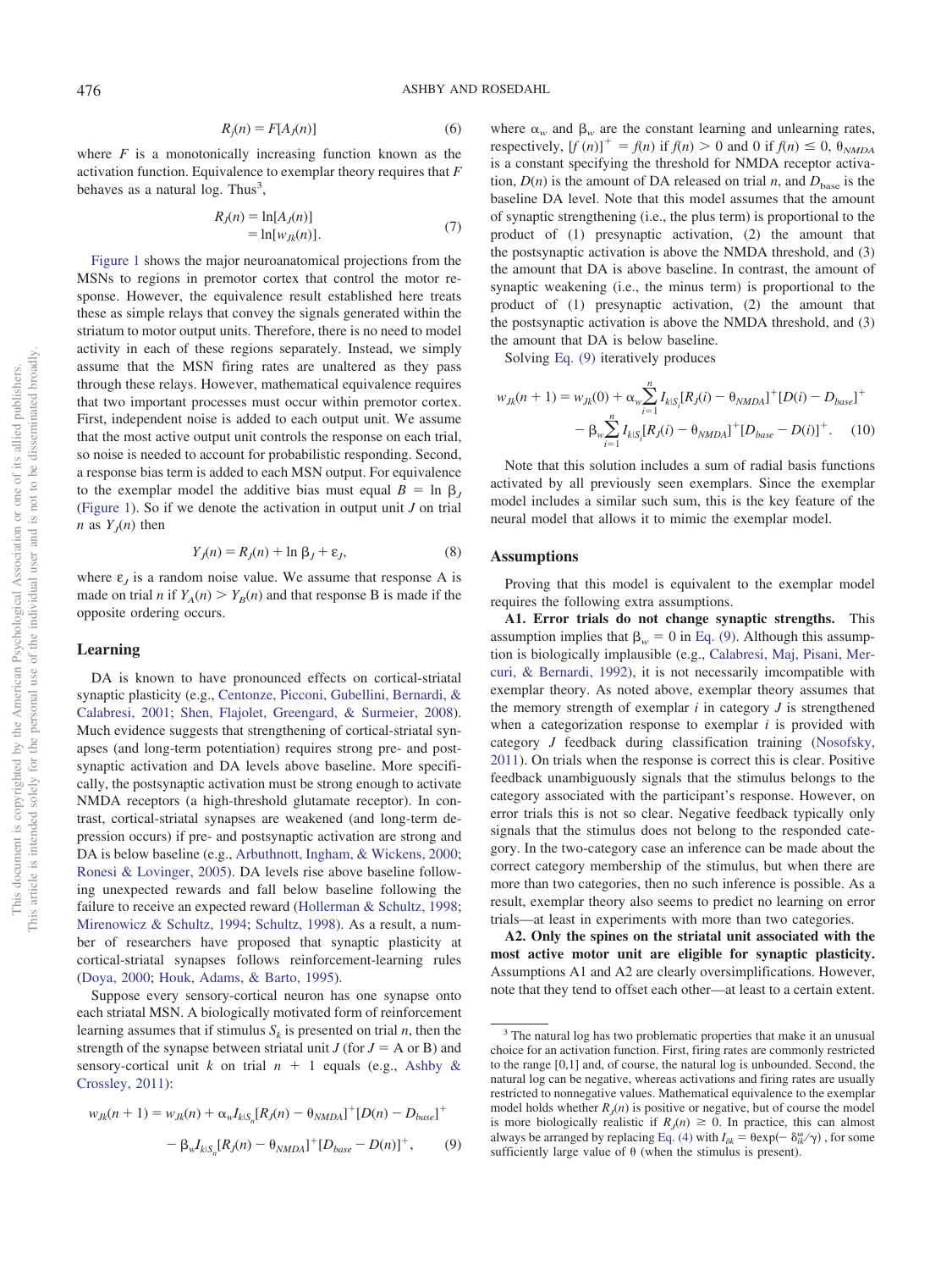$$R_J(n) = F[A_J(n)] \tag{6}$$

where $F$ is a monotonically increasing function known as the activation function. Equivalence to exemplar theory requires that $F$ behaves as a natural log. Thus[3],

$$\begin{aligned} R_J(n) &= \ln[A_J(n)] \\ &= \ln[w_{Jk}(n)]. \end{aligned} \tag{7}$$

Figure 1 shows the major neuroanatomical projections from the MSNs to regions in premotor cortex that control the motor response. However, the equivalence result established here treats these as simple relays that convey the signals generated within the striatum to motor output units. Therefore, there is no need to model activity in each of these regions separately. Instead, we simply assume that the MSN firing rates are unaltered as they pass through these relays. However, mathematical equivalence requires that two important processes must occur within premotor cortex. First, independent noise is added to each output unit. We assume that the most active output unit controls the response on each trial, so noise is needed to account for probabilistic responding. Second, a response bias term is added to each MSN output. For equivalence to the exemplar model the additive bias must equal $B = \ln \beta_J$ (Figure 1). So if we denote the activation in output unit $J$ on trial $n$ as $Y_J(n)$ then

$$Y_J(n) = R_J(n) + \ln \beta_J + \varepsilon_J, \tag{8}$$

where $\varepsilon_J$ is a random noise value. We assume that response A is made on trial $n$ if $Y_A(n) > Y_B(n)$ and that response B is made if the opposite ordering occurs.

## Learning

DA is known to have pronounced effects on cortical-striatal synaptic plasticity (e.g., Centonze, Picconi, Gubellini, Bernardi, & Calabresi, 2001; Shen, Flajolet, Greengard, & Surmeier, 2008). Much evidence suggests that strengthening of cortical-striatal synapses (and long-term potentiation) requires strong pre- and postsynaptic activation and DA levels above baseline. More specifically, the postsynaptic activation must be strong enough to activate NMDA receptors (a high-threshold glutamate receptor). In contrast, cortical-striatal synapses are weakened (and long-term depression occurs) if pre- and postsynaptic activation are strong and DA is below baseline (e.g., Arbuthnott, Ingham, & Wickens, 2000; Ronesi & Lovinger, 2005). DA levels rise above baseline following unexpected rewards and fall below baseline following the failure to receive an expected reward (Hollerman & Schultz, 1998; Mirenowicz & Schultz, 1994; Schultz, 1998). As a result, a number of researchers have proposed that synaptic plasticity at cortical-striatal synapses follows reinforcement-learning rules (Doya, 2000; Houk, Adams, & Barto, 1995).

Suppose every sensory-cortical neuron has one synapse onto each striatal MSN. A biologically motivated form of reinforcement learning assumes that if stimulus $S_k$ is presented on trial $n$, then the strength of the synapse between striatal unit $J$ (for $J$ = A or B) and sensory-cortical unit $k$ on trial $n + 1$ equals (e.g., Ashby & Crossley, 2011):

$$\begin{aligned} w_{Jk}(n+1) = w_{Jk}(n) &+ \alpha_w I_{k|S_n}[R_J(n) - \theta_{NMDA}]^+[D(n) - D_{base}]^+ \\ &- \beta_w I_{k|S_n}[R_J(n) - \theta_{NMDA}]^+[D_{base} - D(n)]^+, \end{aligned} \tag{9}$$

where $\alpha_w$ and $\beta_w$ are the constant learning and unlearning rates, respectively, $[f(n)]^+ = f(n)$ if $f(n) > 0$ and 0 if $f(n) \leq 0$, $\theta_{NMDA}$ is a constant specifying the threshold for NMDA receptor activation, $D(n)$ is the amount of DA released on trial $n$, and $D_{base}$ is the baseline DA level. Note that this model assumes that the amount of synaptic strengthening (i.e., the plus term) is proportional to the product of (1) presynaptic activation, (2) the amount that the postsynaptic activation is above the NMDA threshold, and (3) the amount that DA is above baseline. In contrast, the amount of synaptic weakening (i.e., the minus term) is proportional to the product of (1) presynaptic activation, (2) the amount that the postsynaptic activation is above the NMDA threshold, and (3) the amount that DA is below baseline.

Solving Eq. (9) iteratively produces

$$\begin{aligned} w_{Jk}(n+1) = w_{Jk}(0) &+ \alpha_w \sum_{i=1}^{n} I_{k|S_i}[R_J(i) - \theta_{NMDA}]^+[D(i) - D_{base}]^+ \\ &- \beta_w \sum_{i=1}^{n} I_{k|S_i}[R_J(i) - \theta_{NMDA}]^+[D_{base} - D(i)]^+. \end{aligned} \tag{10}$$

Note that this solution includes a sum of radial basis functions activated by all previously seen exemplars. Since the exemplar model includes a similar such sum, this is the key feature of the neural model that allows it to mimic the exemplar model.

## Assumptions

Proving that this model is equivalent to the exemplar model requires the following extra assumptions.

**A1. Error trials do not change synaptic strengths.** This assumption implies that $\beta_w = 0$ in Eq. (9). Although this assumption is biologically implausible (e.g., Calabresi, Maj, Pisani, Mercuri, & Bernardi, 1992), it is not necessarily incompatible with exemplar theory. As noted above, exemplar theory assumes that the memory strength of exemplar $i$ in category $J$ is strengthened when a categorization response to exemplar $i$ is provided with category $J$ feedback during classification training (Nosofsky, 2011). On trials when the response is correct this is clear. Positive feedback unambiguously signals that the stimulus belongs to the category associated with the participant's response. However, on error trials this is not so clear. Negative feedback typically only signals that the stimulus does not belong to the responded category. In the two-category case an inference can be made about the correct category membership of the stimulus, but when there are more than two categories, then no such inference is possible. As a result, exemplar theory also seems to predict no learning on error trials—at least in experiments with more than two categories.

**A2. Only the spines on the striatal unit associated with the most active motor unit are eligible for synaptic plasticity.** Assumptions A1 and A2 are clearly oversimplifications. However, note that they tend to offset each other—at least to a certain extent.

---

[3] The natural log has two problematic properties that make it an unusual choice for an activation function. First, firing rates are commonly restricted to the range [0,1] and, of course, the natural log is unbounded. Second, the natural log can be negative, whereas activations and firing rates are usually restricted to nonnegative values. Mathematical equivalence to the exemplar model holds whether $R_J(n)$ is positive or negative, but of course the model is more biologically realistic if $R_J(n) \geq 0$. In practice, this can almost always be arranged by replacing Eq. (4) with $I_{ik} = \theta \exp(-\delta_{ik}^{\omega}/\gamma)$, for some sufficiently large value of $\theta$ (when the stimulus is present).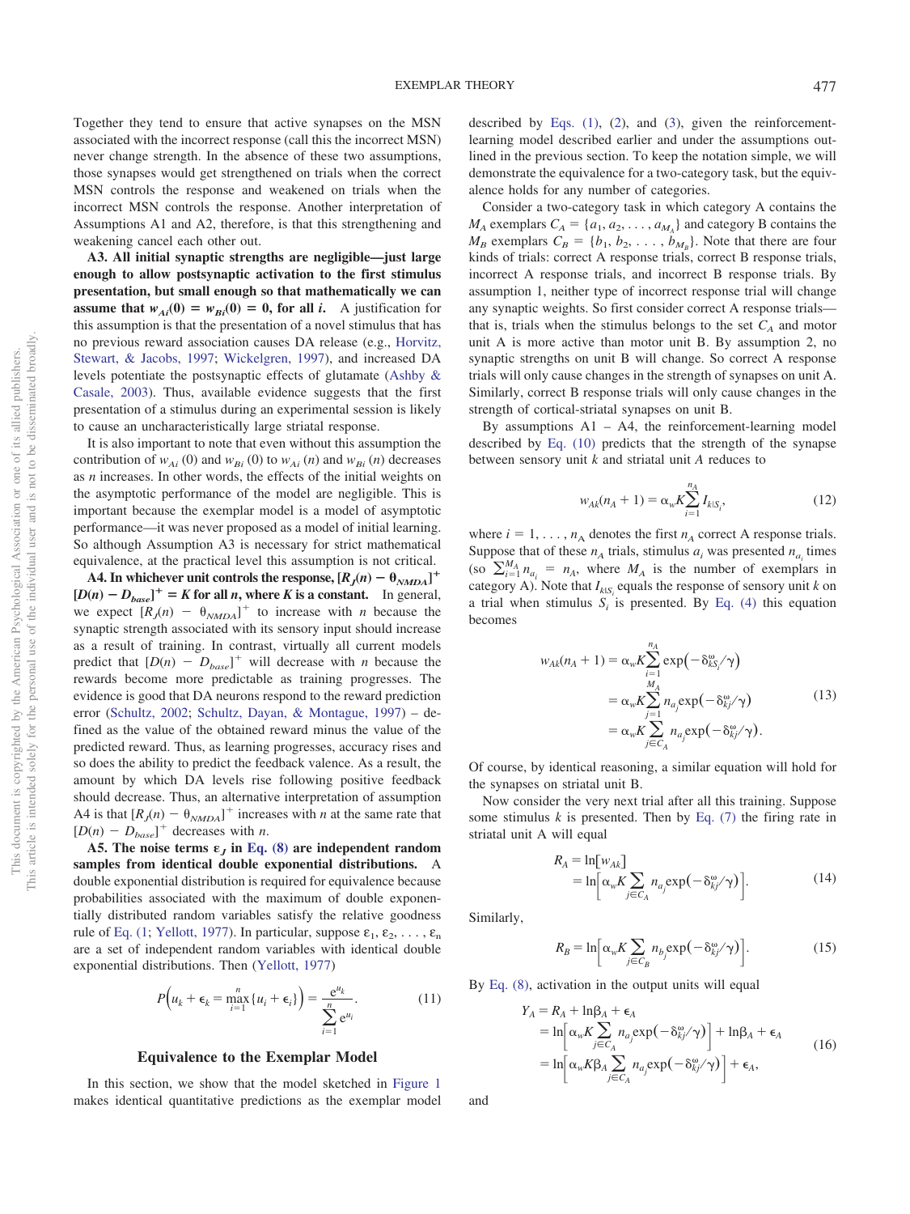Together they tend to ensure that active synapses on the MSN associated with the incorrect response (call this the incorrect MSN) never change strength. In the absence of these two assumptions, those synapses would get strengthened on trials when the correct MSN controls the response and weakened on trials when the incorrect MSN controls the response. Another interpretation of Assumptions A1 and A2, therefore, is that this strengthening and weakening cancel each other out.

**A3. All initial synaptic strengths are negligible—just large enough to allow postsynaptic activation to the first stimulus presentation, but small enough so that mathematically we can assume that $w_{Ai}(0) = w_{Bi}(0) = 0$, for all $i$.** A justification for this assumption is that the presentation of a novel stimulus that has no previous reward association causes DA release (e.g., Horvitz, Stewart, & Jacobs, 1997; Wickelgren, 1997), and increased DA levels potentiate the postsynaptic effects of glutamate (Ashby & Casale, 2003). Thus, available evidence suggests that the first presentation of a stimulus during an experimental session is likely to cause an uncharacteristically large striatal response.

It is also important to note that even without this assumption the contribution of $w_{Ai}(0)$ and $w_{Bi}(0)$ to $w_{Ai}(n)$ and $w_{Bi}(n)$ decreases as $n$ increases. In other words, the effects of the initial weights on the asymptotic performance of the model are negligible. This is important because the exemplar model is a model of asymptotic performance—it was never proposed as a model of initial learning. So although Assumption A3 is necessary for strict mathematical equivalence, at the practical level this assumption is not critical.

**A4. In whichever unit controls the response, $[R_J(n) - \theta_{NMDA}]^+$ $[D(n) - D_{base}]^+ = K$ for all $n$, where $K$ is a constant.** In general, we expect $[R_J(n) - \theta_{NMDA}]^+$ to increase with $n$ because the synaptic strength associated with its sensory input should increase as a result of training. In contrast, virtually all current models predict that $[D(n) - D_{base}]^+$ will decrease with $n$ because the rewards become more predictable as training progresses. The evidence is good that DA neurons respond to the reward prediction error (Schultz, 2002; Schultz, Dayan, & Montague, 1997) – defined as the value of the obtained reward minus the value of the predicted reward. Thus, as learning progresses, accuracy rises and so does the ability to predict the feedback valence. As a result, the amount by which DA levels rise following positive feedback should decrease. Thus, an alternative interpretation of assumption A4 is that $[R_J(n) - \theta_{NMDA}]^+$ increases with $n$ at the same rate that $[D(n) - D_{base}]^+$ decreases with $n$.

**A5. The noise terms $\epsilon_J$ in Eq. (8) are independent random samples from identical double exponential distributions.** A double exponential distribution is required for equivalence because probabilities associated with the maximum of double exponentially distributed random variables satisfy the relative goodness rule of Eq. (1; Yellott, 1977). In particular, suppose $\epsilon_1, \epsilon_2, \ldots, \epsilon_n$ are a set of independent random variables with identical double exponential distributions. Then (Yellott, 1977)

$$P\Big(u_k + \epsilon_k = \max_{i=1}^{n}\{u_i + \epsilon_i\}\Big) = \frac{e^{u_k}}{\sum_{i=1}^{n} e^{u_i}}. \tag{11}$$

## Equivalence to the Exemplar Model

In this section, we show that the model sketched in Figure 1 makes identical quantitative predictions as the exemplar model described by Eqs. (1), (2), and (3), given the reinforcement-learning model described earlier and under the assumptions outlined in the previous section. To keep the notation simple, we will demonstrate the equivalence for a two-category task, but the equivalence holds for any number of categories.

Consider a two-category task in which category A contains the $M_A$ exemplars $C_A = \{a_1, a_2, \ldots, a_{M_A}\}$ and category B contains the $M_B$ exemplars $C_B = \{b_1, b_2, \ldots, b_{M_B}\}$. Note that there are four kinds of trials: correct A response trials, correct B response trials, incorrect A response trials, and incorrect B response trials. By assumption 1, neither type of incorrect response trial will change any synaptic weights. So first consider correct A response trials—that is, trials when the stimulus belongs to the set $C_A$ and motor unit A is more active than motor unit B. By assumption 2, no synaptic strengths on unit B will change. So correct A response trials will only cause changes in the strength of synapses on unit A. Similarly, correct B response trials will only cause changes in the strength of cortical-striatal synapses on unit B.

By assumptions A1 – A4, the reinforcement-learning model described by Eq. (10) predicts that the strength of the synapse between sensory unit $k$ and striatal unit $A$ reduces to

$$w_{Ak}(n_A + 1) = \alpha_w K \sum_{i=1}^{n_A} I_{k|S_i}, \tag{12}$$

where $i = 1, \ldots, n_A$ denotes the first $n_A$ correct A response trials. Suppose that of these $n_A$ trials, stimulus $a_i$ was presented $n_{a_i}$ times (so $\sum_{i=1}^{M_A} n_{a_i} = n_A$, where $M_A$ is the number of exemplars in category A). Note that $I_{k|S_i}$ equals the response of sensory unit $k$ on a trial when stimulus $S_i$ is presented. By Eq. (4) this equation becomes

$$\begin{aligned} w_{Ak}(n_A + 1) &= \alpha_w K \sum_{i=1}^{n_A} \exp\big(-\delta_{kS_i}^{\omega}/\gamma\big) \\ &= \alpha_w K \sum_{j=1}^{M_A} n_{a_j} \exp\big(-\delta_{kj}^{\omega}/\gamma\big) \\ &= \alpha_w K \sum_{j \in C_A} n_{a_j} \exp\big(-\delta_{kj}^{\omega}/\gamma\big). \end{aligned} \tag{13}$$

Of course, by identical reasoning, a similar equation will hold for the synapses on striatal unit B.

Now consider the very next trial after all this training. Suppose some stimulus $k$ is presented. Then by Eq. (7) the firing rate in striatal unit A will equal

$$\begin{aligned} R_A &= \ln[w_{Ak}] \\ &= \ln\Big[\alpha_w K \sum_{j \in C_A} n_{a_j} \exp\big(-\delta_{kj}^{\omega}/\gamma\big)\Big]. \end{aligned} \tag{14}$$

Similarly,

$$R_B = \ln\Big[\alpha_w K \sum_{j \in C_B} n_{b_j} \exp\big(-\delta_{kj}^{\omega}/\gamma\big)\Big]. \tag{15}$$

By Eq. (8), activation in the output units will equal

$$\begin{aligned} Y_A &= R_A + \ln\beta_A + \epsilon_A \\ &= \ln\Big[\alpha_w K \sum_{j \in C_A} n_{a_j} \exp\big(-\delta_{kj}^{\omega}/\gamma\big)\Big] + \ln\beta_A + \epsilon_A \\ &= \ln\Big[\alpha_w K \beta_A \sum_{j \in C_A} n_{a_j} \exp\big(-\delta_{kj}^{\omega}/\gamma\big)\Big] + \epsilon_A, \end{aligned} \tag{16}$$

and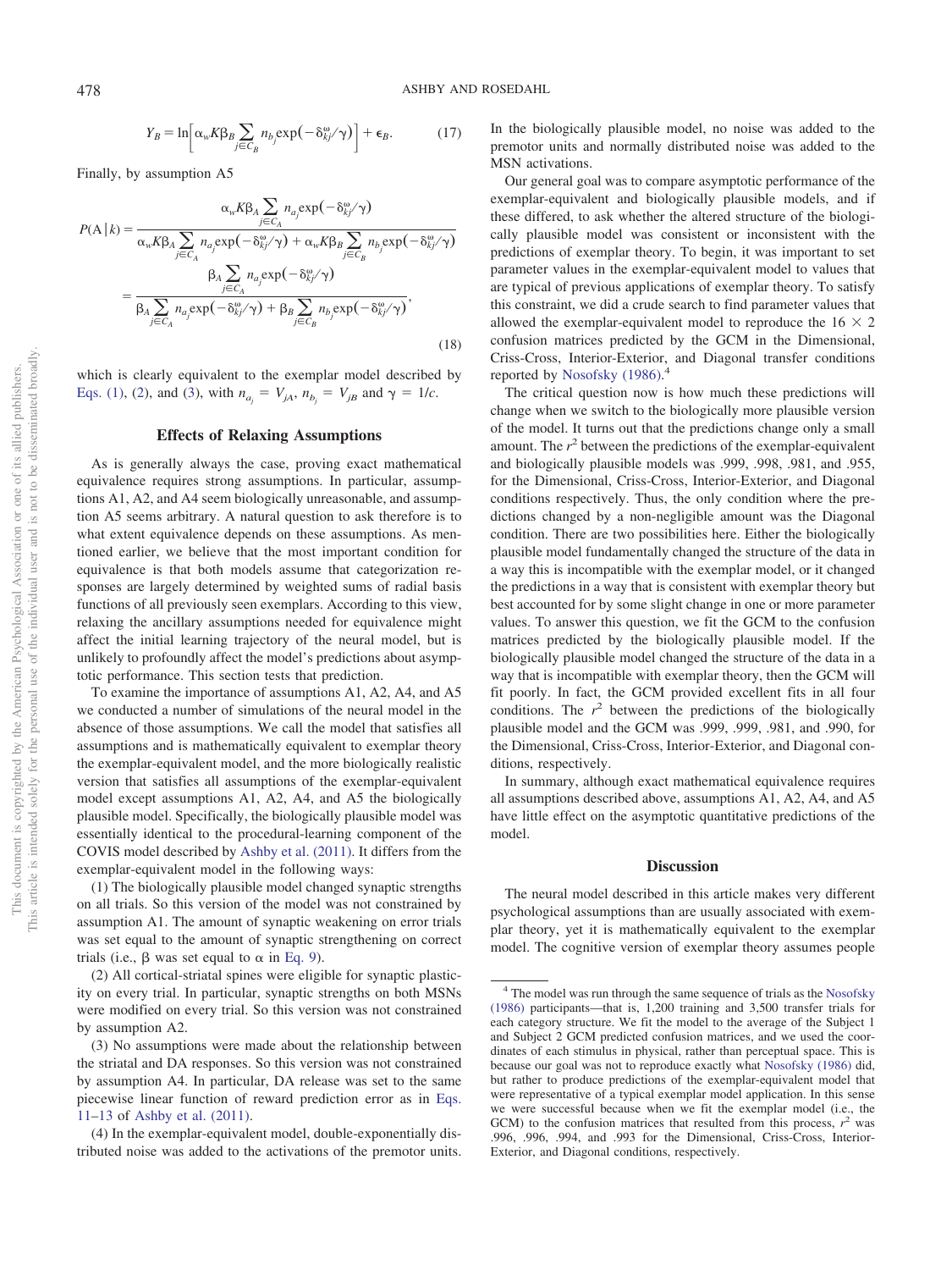$$Y_B = \ln\left[\alpha_w K \beta_B \sum_{j \in C_B} n_{b_j} \exp(-\delta_{kj}^{\omega}/\gamma)\right] + \epsilon_B. \tag{17}$$

Finally, by assumption A5

$$\begin{aligned} P(\text{A}\,|\,k) &= \frac{\alpha_w K \beta_A \sum_{j \in C_A} n_{a_j} \exp(-\delta_{kj}^{\omega}/\gamma)}{\alpha_w K \beta_A \sum_{j \in C_A} n_{a_j} \exp(-\delta_{kj}^{\omega}/\gamma) + \alpha_w K \beta_B \sum_{j \in C_B} n_{b_j} \exp(-\delta_{kj}^{\omega}/\gamma)} \\ &= \frac{\beta_A \sum_{j \in C_A} n_{a_j} \exp(-\delta_{kj}^{\omega}/\gamma)}{\beta_A \sum_{j \in C_A} n_{a_j} \exp(-\delta_{kj}^{\omega}/\gamma) + \beta_B \sum_{j \in C_B} n_{b_j} \exp(-\delta_{kj}^{\omega}/\gamma)}, \end{aligned} \tag{18}$$

which is clearly equivalent to the exemplar model described by Eqs. (1), (2), and (3), with $n_{a_j} = V_{jA}$, $n_{b_j} = V_{jB}$ and $\gamma = 1/c$.

## Effects of Relaxing Assumptions

As is generally always the case, proving exact mathematical equivalence requires strong assumptions. In particular, assumptions A1, A2, and A4 seem biologically unreasonable, and assumption A5 seems arbitrary. A natural question to ask therefore is to what extent equivalence depends on these assumptions. As mentioned earlier, we believe that the most important condition for equivalence is that both models assume that categorization responses are largely determined by weighted sums of radial basis functions of all previously seen exemplars. According to this view, relaxing the ancillary assumptions needed for equivalence might affect the initial learning trajectory of the neural model, but is unlikely to profoundly affect the model's predictions about asymptotic performance. This section tests that prediction.

To examine the importance of assumptions A1, A2, A4, and A5 we conducted a number of simulations of the neural model in the absence of those assumptions. We call the model that satisfies all assumptions and is mathematically equivalent to exemplar theory the exemplar-equivalent model, and the more biologically realistic version that satisfies all assumptions of the exemplar-equivalent model except assumptions A1, A2, A4, and A5 the biologically plausible model. Specifically, the biologically plausible model was essentially identical to the procedural-learning component of the COVIS model described by Ashby et al. (2011). It differs from the exemplar-equivalent model in the following ways:

(1) The biologically plausible model changed synaptic strengths on all trials. So this version of the model was not constrained by assumption A1. The amount of synaptic weakening on error trials was set equal to the amount of synaptic strengthening on correct trials (i.e., $\beta$ was set equal to $\alpha$ in Eq. 9).

(2) All cortical-striatal spines were eligible for synaptic plasticity on every trial. In particular, synaptic strengths on both MSNs were modified on every trial. So this version was not constrained by assumption A2.

(3) No assumptions were made about the relationship between the striatal and DA responses. So this version was not constrained by assumption A4. In particular, DA release was set to the same piecewise linear function of reward prediction error as in Eqs. 11–13 of Ashby et al. (2011).

(4) In the exemplar-equivalent model, double-exponentially distributed noise was added to the activations of the premotor units. In the biologically plausible model, no noise was added to the premotor units and normally distributed noise was added to the MSN activations.

Our general goal was to compare asymptotic performance of the exemplar-equivalent and biologically plausible models, and if these differed, to ask whether the altered structure of the biologically plausible model was consistent or inconsistent with the predictions of exemplar theory. To begin, it was important to set parameter values in the exemplar-equivalent model to values that are typical of previous applications of exemplar theory. To satisfy this constraint, we did a crude search to find parameter values that allowed the exemplar-equivalent model to reproduce the 16 × 2 confusion matrices predicted by the GCM in the Dimensional, Criss-Cross, Interior-Exterior, and Diagonal transfer conditions reported by Nosofsky (1986).[4]

The critical question now is how much these predictions will change when we switch to the biologically more plausible version of the model. It turns out that the predictions change only a small amount. The $r^2$ between the predictions of the exemplar-equivalent and biologically plausible models was .999, .998, .981, and .955, for the Dimensional, Criss-Cross, Interior-Exterior, and Diagonal conditions respectively. Thus, the only condition where the predictions changed by a non-negligible amount was the Diagonal condition. There are two possibilities here. Either the biologically plausible model fundamentally changed the structure of the data in a way this is incompatible with the exemplar model, or it changed the predictions in a way that is consistent with exemplar theory but best accounted for by some slight change in one or more parameter values. To answer this question, we fit the GCM to the confusion matrices predicted by the biologically plausible model. If the biologically plausible model changed the structure of the data in a way that is incompatible with exemplar theory, then the GCM will fit poorly. In fact, the GCM provided excellent fits in all four conditions. The $r^2$ between the predictions of the biologically plausible model and the GCM was .999, .999, .981, and .990, for the Dimensional, Criss-Cross, Interior-Exterior, and Diagonal conditions, respectively.

In summary, although exact mathematical equivalence requires all assumptions described above, assumptions A1, A2, A4, and A5 have little effect on the asymptotic quantitative predictions of the model.

## Discussion

The neural model described in this article makes very different psychological assumptions than are usually associated with exemplar theory, yet it is mathematically equivalent to the exemplar model. The cognitive version of exemplar theory assumes people

[4] The model was run through the same sequence of trials as the Nosofsky (1986) participants—that is, 1,200 training and 3,500 transfer trials for each category structure. We fit the model to the average of the Subject 1 and Subject 2 GCM predicted confusion matrices, and we used the coordinates of each stimulus in physical, rather than perceptual space. This is because our goal was not to reproduce exactly what Nosofsky (1986) did, but rather to produce predictions of the exemplar-equivalent model that were representative of a typical exemplar model application. In this sense we were successful because when we fit the exemplar model (i.e., the GCM) to the confusion matrices that resulted from this process, $r^2$ was .996, .996, .994, and .993 for the Dimensional, Criss-Cross, Interior-Exterior, and Diagonal conditions, respectively.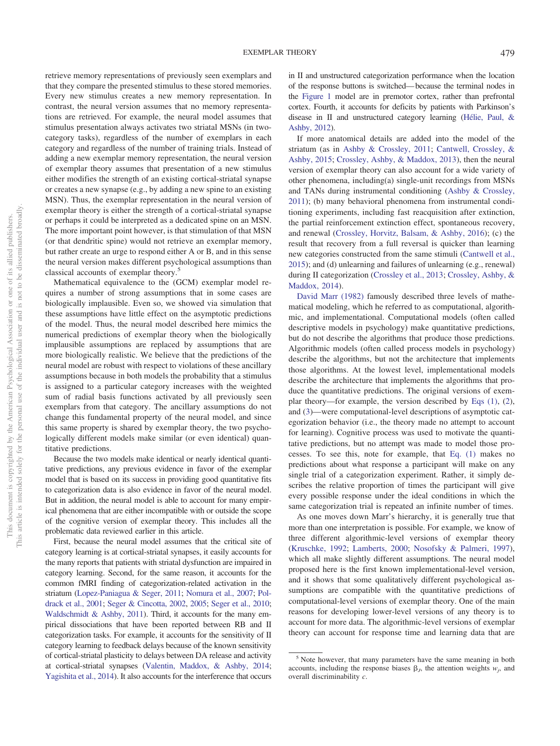retrieve memory representations of previously seen exemplars and that they compare the presented stimulus to these stored memories. Every new stimulus creates a new memory representation. In contrast, the neural version assumes that no memory representations are retrieved. For example, the neural model assumes that stimulus presentation always activates two striatal MSNs (in two-category tasks), regardless of the number of exemplars in each category and regardless of the number of training trials. Instead of adding a new exemplar memory representation, the neural version of exemplar theory assumes that presentation of a new stimulus either modifies the strength of an existing cortical-striatal synapse or creates a new synapse (e.g., by adding a new spine to an existing MSN). Thus, the exemplar representation in the neural version of exemplar theory is either the strength of a cortical-striatal synapse or perhaps it could be interpreted as a dedicated spine on an MSN. The more important point however, is that stimulation of that MSN (or that dendritic spine) would not retrieve an exemplar memory, but rather create an urge to respond either A or B, and in this sense the neural version makes different psychological assumptions than classical accounts of exemplar theory.[5]

Mathematical equivalence to the (GCM) exemplar model requires a number of strong assumptions that in some cases are biologically implausible. Even so, we showed via simulation that these assumptions have little effect on the asymptotic predictions of the model. Thus, the neural model described here mimics the numerical predictions of exemplar theory when the biologically implausible assumptions are replaced by assumptions that are more biologically realistic. We believe that the predictions of the neural model are robust with respect to violations of these ancillary assumptions because in both models the probability that a stimulus is assigned to a particular category increases with the weighted sum of radial basis functions activated by all previously seen exemplars from that category. The ancillary assumptions do not change this fundamental property of the neural model, and since this same property is shared by exemplar theory, the two psychologically different models make similar (or even identical) quantitative predictions.

Because the two models make identical or nearly identical quantitative predictions, any previous evidence in favor of the exemplar model that is based on its success in providing good quantitative fits to categorization data is also evidence in favor of the neural model. But in addition, the neural model is able to account for many empirical phenomena that are either incompatible with or outside the scope of the cognitive version of exemplar theory. This includes all the problematic data reviewed earlier in this article.

First, because the neural model assumes that the critical site of category learning is at cortical-striatal synapses, it easily accounts for the many reports that patients with striatal dysfunction are impaired in category learning. Second, for the same reason, it accounts for the common fMRI finding of categorization-related activation in the striatum (Lopez-Paniagua & Seger, 2011; Nomura et al., 2007; Poldrack et al., 2001; Seger & Cincotta, 2002, 2005; Seger et al., 2010; Waldschmidt & Ashby, 2011). Third, it accounts for the many empirical dissociations that have been reported between RB and II categorization tasks. For example, it accounts for the sensitivity of II category learning to feedback delays because of the known sensitivity of cortical-striatal plasticity to delays between DA release and activity at cortical-striatal synapses (Valentin, Maddox, & Ashby, 2014; Yagishita et al., 2014). It also accounts for the interference that occurs in II and unstructured categorization performance when the location of the response buttons is switched—because the terminal nodes in the Figure 1 model are in premotor cortex, rather than prefrontal cortex. Fourth, it accounts for deficits by patients with Parkinson's disease in II and unstructured category learning (Hélie, Paul, & Ashby, 2012).

If more anatomical details are added into the model of the striatum (as in Ashby & Crossley, 2011; Cantwell, Crossley, & Ashby, 2015; Crossley, Ashby, & Maddox, 2013), then the neural version of exemplar theory can also account for a wide variety of other phenomena, including(a) single-unit recordings from MSNs and TANs during instrumental conditioning (Ashby & Crossley, 2011); (b) many behavioral phenomena from instrumental conditioning experiments, including fast reacquisition after extinction, the partial reinforcement extinction effect, spontaneous recovery, and renewal (Crossley, Horvitz, Balsam, & Ashby, 2016); (c) the result that recovery from a full reversal is quicker than learning new categories constructed from the same stimuli (Cantwell et al., 2015); and (d) unlearning and failures of unlearning (e.g., renewal) during II categorization (Crossley et al., 2013; Crossley, Ashby, & Maddox, 2014).

David Marr (1982) famously described three levels of mathematical modeling, which he referred to as computational, algorithmic, and implementational. Computational models (often called descriptive models in psychology) make quantitative predictions, but do not describe the algorithms that produce those predictions. Algorithmic models (often called process models in psychology) describe the algorithms, but not the architecture that implements those algorithms. At the lowest level, implementational models describe the architecture that implements the algorithms that produce the quantitative predictions. The original versions of exemplar theory—for example, the version described by Eqs (1), (2), and (3)—were computational-level descriptions of asymptotic categorization behavior (i.e., the theory made no attempt to account for learning). Cognitive process was used to motivate the quantitative predictions, but no attempt was made to model those processes. To see this, note for example, that Eq. (1) makes no predictions about what response a participant will make on any single trial of a categorization experiment. Rather, it simply describes the relative proportion of times the participant will give every possible response under the ideal conditions in which the same categorization trial is repeated an infinite number of times.

As one moves down Marr's hierarchy, it is generally true that more than one interpretation is possible. For example, we know of three different algorithmic-level versions of exemplar theory (Kruschke, 1992; Lamberts, 2000; Nosofsky & Palmeri, 1997), which all make slightly different assumptions. The neural model proposed here is the first known implementational-level version, and it shows that some qualitatively different psychological assumptions are compatible with the quantitative predictions of computational-level versions of exemplar theory. One of the main reasons for developing lower-level versions of any theory is to account for more data. The algorithmic-level versions of exemplar theory can account for response time and learning data that are

[5] Note however, that many parameters have the same meaning in both accounts, including the response biases $\beta_J$, the attention weights $w_j$, and overall discriminability $c$.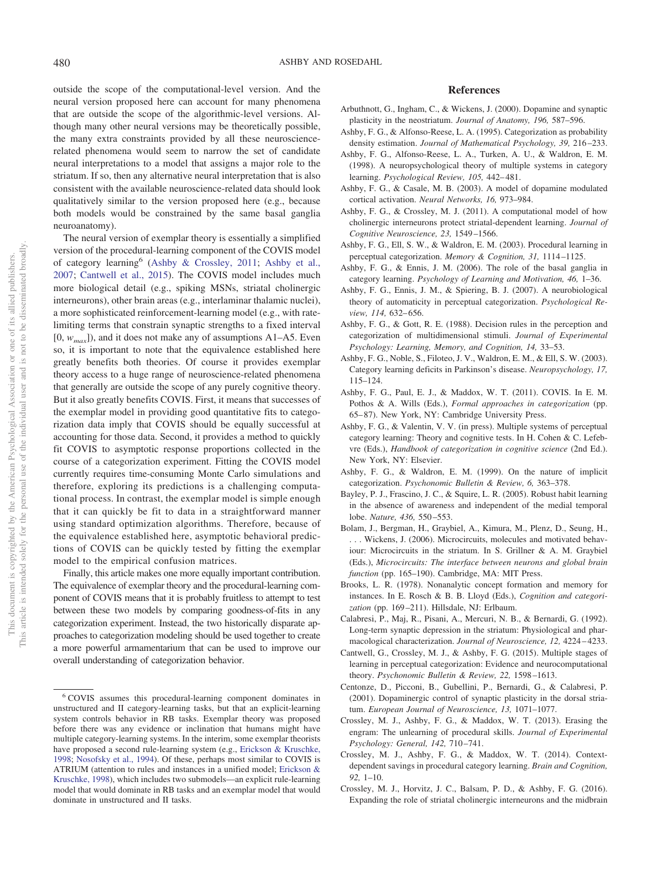outside the scope of the computational-level version. And the neural version proposed here can account for many phenomena that are outside the scope of the algorithmic-level versions. Although many other neural versions may be theoretically possible, the many extra constraints provided by all these neuroscience-related phenomena would seem to narrow the set of candidate neural interpretations to a model that assigns a major role to the striatum. If so, then any alternative neural interpretation that is also consistent with the available neuroscience-related data should look qualitatively similar to the version proposed here (e.g., because both models would be constrained by the same basal ganglia neuroanatomy).

The neural version of exemplar theory is essentially a simplified version of the procedural-learning component of the COVIS model of category learning[6] (Ashby & Crossley, 2011; Ashby et al., 2007; Cantwell et al., 2015). The COVIS model includes much more biological detail (e.g., spiking MSNs, striatal cholinergic interneurons), other brain areas (e.g., interlaminar thalamic nuclei), a more sophisticated reinforcement-learning model (e.g., with rate-limiting terms that constrain synaptic strengths to a fixed interval $[0, w_{max}]$), and it does not make any of assumptions A1–A5. Even so, it is important to note that the equivalence established here greatly benefits both theories. Of course it provides exemplar theory access to a huge range of neuroscience-related phenomena that generally are outside the scope of any purely cognitive theory. But it also greatly benefits COVIS. First, it means that successes of the exemplar model in providing good quantitative fits to categorization data imply that COVIS should be equally successful at accounting for those data. Second, it provides a method to quickly fit COVIS to asymptotic response proportions collected in the course of a categorization experiment. Fitting the COVIS model currently requires time-consuming Monte Carlo simulations and therefore, exploring its predictions is a challenging computational process. In contrast, the exemplar model is simple enough that it can quickly be fit to data in a straightforward manner using standard optimization algorithms. Therefore, because of the equivalence established here, asymptotic behavioral predictions of COVIS can be quickly tested by fitting the exemplar model to the empirical confusion matrices.

Finally, this article makes one more equally important contribution. The equivalence of exemplar theory and the procedural-learning component of COVIS means that it is probably fruitless to attempt to test between these two models by comparing goodness-of-fits in any categorization experiment. Instead, the two historically disparate approaches to categorization modeling should be used together to create a more powerful armamentarium that can be used to improve our overall understanding of categorization behavior.

[6] COVIS assumes this procedural-learning component dominates in unstructured and II category-learning tasks, but that an explicit-learning system controls behavior in RB tasks. Exemplar theory was proposed before there was any evidence or inclination that humans might have multiple category-learning systems. In the interim, some exemplar theorists have proposed a second rule-learning system (e.g., Erickson & Kruschke, 1998; Nosofsky et al., 1994). Of these, perhaps most similar to COVIS is ATRIUM (attention to rules and instances in a unified model; Erickson & Kruschke, 1998), which includes two submodels—an explicit rule-learning model that would dominate in RB tasks and an exemplar model that would dominate in unstructured and II tasks.

## References

Arbuthnott, G., Ingham, C., & Wickens, J. (2000). Dopamine and synaptic plasticity in the neostriatum. *Journal of Anatomy, 196,* 587–596.

Ashby, F. G., & Alfonso-Reese, L. A. (1995). Categorization as probability density estimation. *Journal of Mathematical Psychology, 39,* 216–233.

Ashby, F. G., Alfonso-Reese, L. A., Turken, A. U., & Waldron, E. M. (1998). A neuropsychological theory of multiple systems in category learning. *Psychological Review, 105,* 442–481.

Ashby, F. G., & Casale, M. B. (2003). A model of dopamine modulated cortical activation. *Neural Networks, 16,* 973–984.

Ashby, F. G., & Crossley, M. J. (2011). A computational model of how cholinergic interneurons protect striatal-dependent learning. *Journal of Cognitive Neuroscience, 23,* 1549–1566.

Ashby, F. G., Ell, S. W., & Waldron, E. M. (2003). Procedural learning in perceptual categorization. *Memory & Cognition, 31,* 1114–1125.

Ashby, F. G., & Ennis, J. M. (2006). The role of the basal ganglia in category learning. *Psychology of Learning and Motivation, 46,* 1–36.

Ashby, F. G., Ennis, J. M., & Spiering, B. J. (2007). A neurobiological theory of automaticity in perceptual categorization. *Psychological Review, 114,* 632–656.

Ashby, F. G., & Gott, R. E. (1988). Decision rules in the perception and categorization of multidimensional stimuli. *Journal of Experimental Psychology: Learning, Memory, and Cognition, 14,* 33–53.

Ashby, F. G., Noble, S., Filoteo, J. V., Waldron, E. M., & Ell, S. W. (2003). Category learning deficits in Parkinson's disease. *Neuropsychology, 17,* 115–124.

Ashby, F. G., Paul, E. J., & Maddox, W. T. (2011). COVIS. In E. M. Pothos & A. Wills (Eds.), *Formal approaches in categorization* (pp. 65–87). New York, NY: Cambridge University Press.

Ashby, F. G., & Valentin, V. V. (in press). Multiple systems of perceptual category learning: Theory and cognitive tests. In H. Cohen & C. Lefebvre (Eds.), *Handbook of categorization in cognitive science* (2nd Ed.). New York, NY: Elsevier.

Ashby, F. G., & Waldron, E. M. (1999). On the nature of implicit categorization. *Psychonomic Bulletin & Review, 6,* 363–378.

Bayley, P. J., Frascino, J. C., & Squire, L. R. (2005). Robust habit learning in the absence of awareness and independent of the medial temporal lobe. *Nature, 436,* 550–553.

Bolam, J., Bergman, H., Graybiel, A., Kimura, M., Plenz, D., Seung, H., . . . Wickens, J. (2006). Microcircuits, molecules and motivated behaviour: Microcircuits in the striatum. In S. Grillner & A. M. Graybiel (Eds.), *Microcircuits: The interface between neurons and global brain function* (pp. 165–190). Cambridge, MA: MIT Press.

Brooks, L. R. (1978). Nonanalytic concept formation and memory for instances. In E. Rosch & B. B. Lloyd (Eds.), *Cognition and categorization* (pp. 169–211). Hillsdale, NJ: Erlbaum.

Calabresi, P., Maj, R., Pisani, A., Mercuri, N. B., & Bernardi, G. (1992). Long-term synaptic depression in the striatum: Physiological and pharmacological characterization. *Journal of Neuroscience, 12,* 4224–4233.

Cantwell, G., Crossley, M. J., & Ashby, F. G. (2015). Multiple stages of learning in perceptual categorization: Evidence and neurocomputational theory. *Psychonomic Bulletin & Review, 22,* 1598–1613.

Centonze, D., Picconi, B., Gubellini, P., Bernardi, G., & Calabresi, P. (2001). Dopaminergic control of synaptic plasticity in the dorsal striatum. *European Journal of Neuroscience, 13,* 1071–1077.

Crossley, M. J., Ashby, F. G., & Maddox, W. T. (2013). Erasing the engram: The unlearning of procedural skills. *Journal of Experimental Psychology: General, 142,* 710–741.

Crossley, M. J., Ashby, F. G., & Maddox, W. T. (2014). Context-dependent savings in procedural category learning. *Brain and Cognition, 92,* 1–10.

Crossley, M. J., Horvitz, J. C., Balsam, P. D., & Ashby, F. G. (2016). Expanding the role of striatal cholinergic interneurons and the midbrain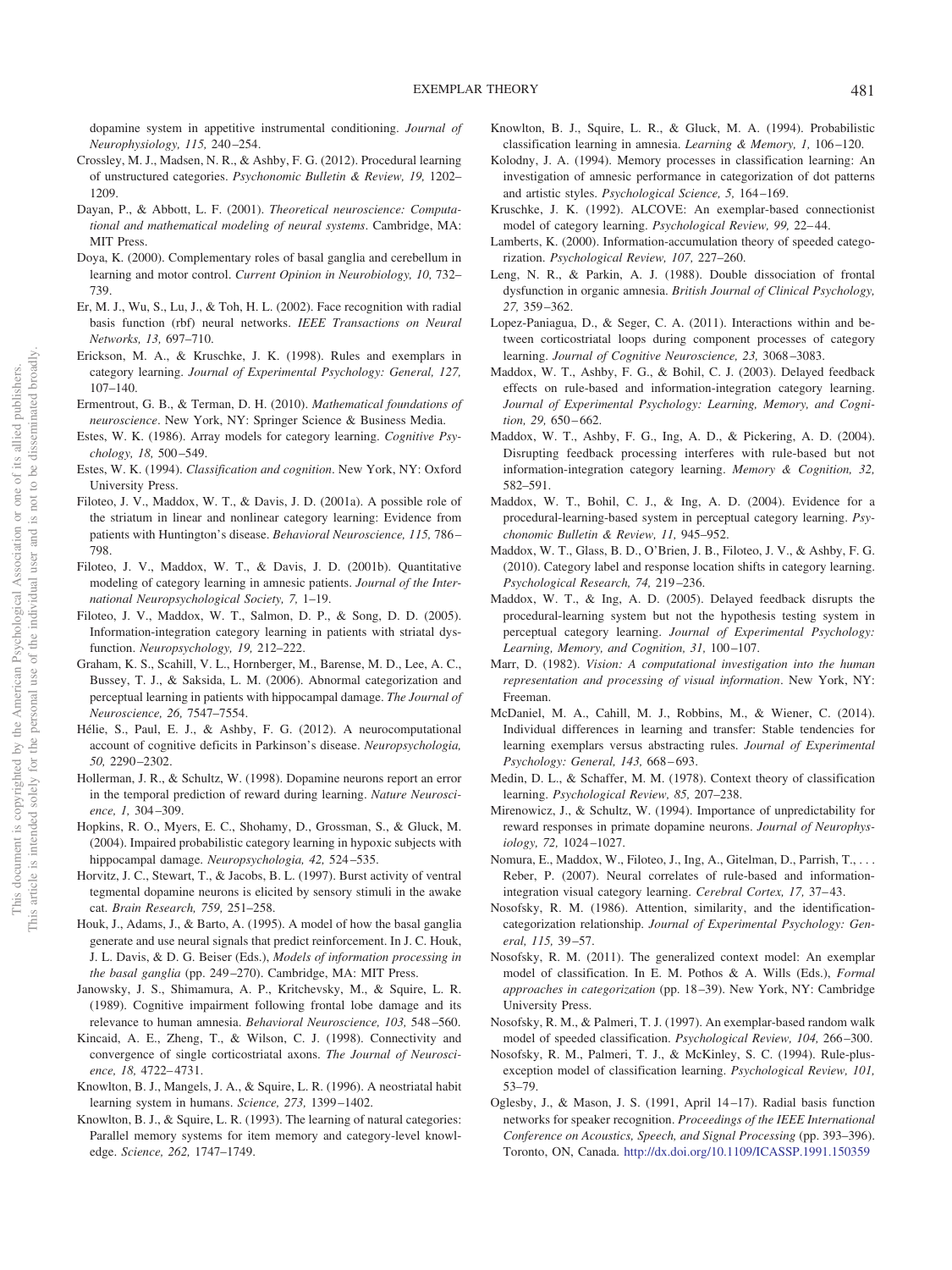dopamine system in appetitive instrumental conditioning. *Journal of Neurophysiology, 115,* 240–254.

Crossley, M. J., Madsen, N. R., & Ashby, F. G. (2012). Procedural learning of unstructured categories. *Psychonomic Bulletin & Review, 19,* 1202–1209.

Dayan, P., & Abbott, L. F. (2001). *Theoretical neuroscience: Computational and mathematical modeling of neural systems*. Cambridge, MA: MIT Press.

Doya, K. (2000). Complementary roles of basal ganglia and cerebellum in learning and motor control. *Current Opinion in Neurobiology, 10,* 732–739.

Er, M. J., Wu, S., Lu, J., & Toh, H. L. (2002). Face recognition with radial basis function (rbf) neural networks. *IEEE Transactions on Neural Networks, 13,* 697–710.

Erickson, M. A., & Kruschke, J. K. (1998). Rules and exemplars in category learning. *Journal of Experimental Psychology: General, 127,* 107–140.

Ermentrout, G. B., & Terman, D. H. (2010). *Mathematical foundations of neuroscience*. New York, NY: Springer Science & Business Media.

Estes, W. K. (1986). Array models for category learning. *Cognitive Psychology, 18,* 500–549.

Estes, W. K. (1994). *Classification and cognition*. New York, NY: Oxford University Press.

Filoteo, J. V., Maddox, W. T., & Davis, J. D. (2001a). A possible role of the striatum in linear and nonlinear category learning: Evidence from patients with Huntington's disease. *Behavioral Neuroscience, 115,* 786–798.

Filoteo, J. V., Maddox, W. T., & Davis, J. D. (2001b). Quantitative modeling of category learning in amnesic patients. *Journal of the International Neuropsychological Society, 7,* 1–19.

Filoteo, J. V., Maddox, W. T., Salmon, D. P., & Song, D. D. (2005). Information-integration category learning in patients with striatal dysfunction. *Neuropsychology, 19,* 212–222.

Graham, K. S., Scahill, V. L., Hornberger, M., Barense, M. D., Lee, A. C., Bussey, T. J., & Saksida, L. M. (2006). Abnormal categorization and perceptual learning in patients with hippocampal damage. *The Journal of Neuroscience, 26,* 7547–7554.

Hélie, S., Paul, E. J., & Ashby, F. G. (2012). A neurocomputational account of cognitive deficits in Parkinson's disease. *Neuropsychologia, 50,* 2290–2302.

Hollerman, J. R., & Schultz, W. (1998). Dopamine neurons report an error in the temporal prediction of reward during learning. *Nature Neuroscience, 1,* 304–309.

Hopkins, R. O., Myers, E. C., Shohamy, D., Grossman, S., & Gluck, M. (2004). Impaired probabilistic category learning in hypoxic subjects with hippocampal damage. *Neuropsychologia, 42,* 524–535.

Horvitz, J. C., Stewart, T., & Jacobs, B. L. (1997). Burst activity of ventral tegmental dopamine neurons is elicited by sensory stimuli in the awake cat. *Brain Research, 759,* 251–258.

Houk, J., Adams, J., & Barto, A. (1995). A model of how the basal ganglia generate and use neural signals that predict reinforcement. In J. C. Houk, J. L. Davis, & D. G. Beiser (Eds.), *Models of information processing in the basal ganglia* (pp. 249–270). Cambridge, MA: MIT Press.

Janowsky, J. S., Shimamura, A. P., Kritchevsky, M., & Squire, L. R. (1989). Cognitive impairment following frontal lobe damage and its relevance to human amnesia. *Behavioral Neuroscience, 103,* 548–560.

Kincaid, A. E., Zheng, T., & Wilson, C. J. (1998). Connectivity and convergence of single corticostriatal axons. *The Journal of Neuroscience, 18,* 4722–4731.

Knowlton, B. J., Mangels, J. A., & Squire, L. R. (1996). A neostriatal habit learning system in humans. *Science, 273,* 1399–1402.

Knowlton, B. J., & Squire, L. R. (1993). The learning of natural categories: Parallel memory systems for item memory and category-level knowledge. *Science, 262,* 1747–1749.

Knowlton, B. J., Squire, L. R., & Gluck, M. A. (1994). Probabilistic classification learning in amnesia. *Learning & Memory, 1,* 106–120.

Kolodny, J. A. (1994). Memory processes in classification learning: An investigation of amnesic performance in categorization of dot patterns and artistic styles. *Psychological Science, 5,* 164–169.

Kruschke, J. K. (1992). ALCOVE: An exemplar-based connectionist model of category learning. *Psychological Review, 99,* 22–44.

Lamberts, K. (2000). Information-accumulation theory of speeded categorization. *Psychological Review, 107,* 227–260.

Leng, N. R., & Parkin, A. J. (1988). Double dissociation of frontal dysfunction in organic amnesia. *British Journal of Clinical Psychology, 27,* 359–362.

Lopez-Paniagua, D., & Seger, C. A. (2011). Interactions within and between corticostriatal loops during component processes of category learning. *Journal of Cognitive Neuroscience, 23,* 3068–3083.

Maddox, W. T., Ashby, F. G., & Bohil, C. J. (2003). Delayed feedback effects on rule-based and information-integration category learning. *Journal of Experimental Psychology: Learning, Memory, and Cognition, 29,* 650–662.

Maddox, W. T., Ashby, F. G., Ing, A. D., & Pickering, A. D. (2004). Disrupting feedback processing interferes with rule-based but not information-integration category learning. *Memory & Cognition, 32,* 582–591.

Maddox, W. T., Bohil, C. J., & Ing, A. D. (2004). Evidence for a procedural-learning-based system in perceptual category learning. *Psychonomic Bulletin & Review, 11,* 945–952.

Maddox, W. T., Glass, B. D., O'Brien, J. B., Filoteo, J. V., & Ashby, F. G. (2010). Category label and response location shifts in category learning. *Psychological Research, 74,* 219–236.

Maddox, W. T., & Ing, A. D. (2005). Delayed feedback disrupts the procedural-learning system but not the hypothesis testing system in perceptual category learning. *Journal of Experimental Psychology: Learning, Memory, and Cognition, 31,* 100–107.

Marr, D. (1982). *Vision: A computational investigation into the human representation and processing of visual information*. New York, NY: Freeman.

McDaniel, M. A., Cahill, M. J., Robbins, M., & Wiener, C. (2014). Individual differences in learning and transfer: Stable tendencies for learning exemplars versus abstracting rules. *Journal of Experimental Psychology: General, 143,* 668–693.

Medin, D. L., & Schaffer, M. M. (1978). Context theory of classification learning. *Psychological Review, 85,* 207–238.

Mirenowicz, J., & Schultz, W. (1994). Importance of unpredictability for reward responses in primate dopamine neurons. *Journal of Neurophysiology, 72,* 1024–1027.

Nomura, E., Maddox, W., Filoteo, J., Ing, A., Gitelman, D., Parrish, T., . . . Reber, P. (2007). Neural correlates of rule-based and information-integration visual category learning. *Cerebral Cortex, 17,* 37–43.

Nosofsky, R. M. (1986). Attention, similarity, and the identification-categorization relationship. *Journal of Experimental Psychology: General, 115,* 39–57.

Nosofsky, R. M. (2011). The generalized context model: An exemplar model of classification. In E. M. Pothos & A. Wills (Eds.), *Formal approaches in categorization* (pp. 18–39). New York, NY: Cambridge University Press.

Nosofsky, R. M., & Palmeri, T. J. (1997). An exemplar-based random walk model of speeded classification. *Psychological Review, 104,* 266–300.

Nosofsky, R. M., Palmeri, T. J., & McKinley, S. C. (1994). Rule-plus-exception model of classification learning. *Psychological Review, 101,* 53–79.

Oglesby, J., & Mason, J. S. (1991, April 14–17). Radial basis function networks for speaker recognition. *Proceedings of the IEEE International Conference on Acoustics, Speech, and Signal Processing* (pp. 393–396). Toronto, ON, Canada. http://dx.doi.org/10.1109/ICASSP.1991.150359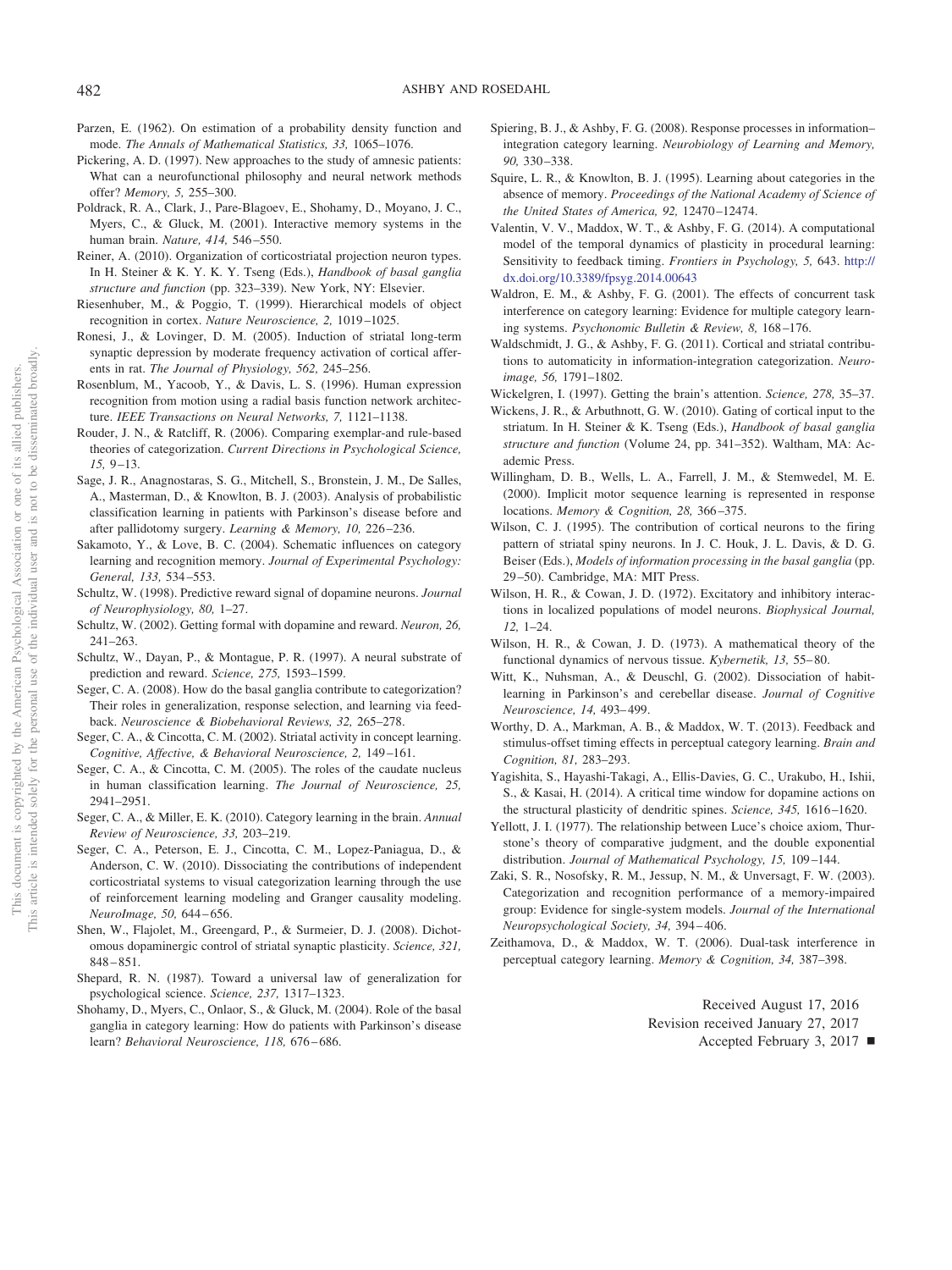Parzen, E. (1962). On estimation of a probability density function and mode. *The Annals of Mathematical Statistics, 33,* 1065–1076.

Pickering, A. D. (1997). New approaches to the study of amnesic patients: What can a neurofunctional philosophy and neural network methods offer? *Memory, 5,* 255–300.

Poldrack, R. A., Clark, J., Pare-Blagoev, E., Shohamy, D., Moyano, J. C., Myers, C., & Gluck, M. (2001). Interactive memory systems in the human brain. *Nature, 414,* 546–550.

Reiner, A. (2010). Organization of corticostriatal projection neuron types. In H. Steiner & K. Y. K. Y. Tseng (Eds.), *Handbook of basal ganglia structure and function* (pp. 323–339). New York, NY: Elsevier.

Riesenhuber, M., & Poggio, T. (1999). Hierarchical models of object recognition in cortex. *Nature Neuroscience, 2,* 1019–1025.

Ronesi, J., & Lovinger, D. M. (2005). Induction of striatal long-term synaptic depression by moderate frequency activation of cortical afferents in rat. *The Journal of Physiology, 562,* 245–256.

Rosenblum, M., Yacoob, Y., & Davis, L. S. (1996). Human expression recognition from motion using a radial basis function network architecture. *IEEE Transactions on Neural Networks, 7,* 1121–1138.

Rouder, J. N., & Ratcliff, R. (2006). Comparing exemplar-and rule-based theories of categorization. *Current Directions in Psychological Science, 15,* 9–13.

Sage, J. R., Anagnostaras, S. G., Mitchell, S., Bronstein, J. M., De Salles, A., Masterman, D., & Knowlton, B. J. (2003). Analysis of probabilistic classification learning in patients with Parkinson's disease before and after pallidotomy surgery. *Learning & Memory, 10,* 226–236.

Sakamoto, Y., & Love, B. C. (2004). Schematic influences on category learning and recognition memory. *Journal of Experimental Psychology: General, 133,* 534–553.

Schultz, W. (1998). Predictive reward signal of dopamine neurons. *Journal of Neurophysiology, 80,* 1–27.

Schultz, W. (2002). Getting formal with dopamine and reward. *Neuron, 26,* 241–263.

Schultz, W., Dayan, P., & Montague, P. R. (1997). A neural substrate of prediction and reward. *Science, 275,* 1593–1599.

Seger, C. A. (2008). How do the basal ganglia contribute to categorization? Their roles in generalization, response selection, and learning via feedback. *Neuroscience & Biobehavioral Reviews, 32,* 265–278.

Seger, C. A., & Cincotta, C. M. (2002). Striatal activity in concept learning. *Cognitive, Affective, & Behavioral Neuroscience, 2,* 149–161.

Seger, C. A., & Cincotta, C. M. (2005). The roles of the caudate nucleus in human classification learning. *The Journal of Neuroscience, 25,* 2941–2951.

Seger, C. A., & Miller, E. K. (2010). Category learning in the brain. *Annual Review of Neuroscience, 33,* 203–219.

Seger, C. A., Peterson, E. J., Cincotta, C. M., Lopez-Paniagua, D., & Anderson, C. W. (2010). Dissociating the contributions of independent corticostriatal systems to visual categorization learning through the use of reinforcement learning modeling and Granger causality modeling. *NeuroImage, 50,* 644–656.

Shen, W., Flajolet, M., Greengard, P., & Surmeier, D. J. (2008). Dichotomous dopaminergic control of striatal synaptic plasticity. *Science, 321,* 848–851.

Shepard, R. N. (1987). Toward a universal law of generalization for psychological science. *Science, 237,* 1317–1323.

Shohamy, D., Myers, C., Onlaor, S., & Gluck, M. (2004). Role of the basal ganglia in category learning: How do patients with Parkinson's disease learn? *Behavioral Neuroscience, 118,* 676–686.

Spiering, B. J., & Ashby, F. G. (2008). Response processes in information–integration category learning. *Neurobiology of Learning and Memory, 90,* 330–338.

Squire, L. R., & Knowlton, B. J. (1995). Learning about categories in the absence of memory. *Proceedings of the National Academy of Science of the United States of America, 92,* 12470–12474.

Valentin, V. V., Maddox, W. T., & Ashby, F. G. (2014). A computational model of the temporal dynamics of plasticity in procedural learning: Sensitivity to feedback timing. *Frontiers in Psychology, 5,* 643. http://dx.doi.org/10.3389/fpsyg.2014.00643

Waldron, E. M., & Ashby, F. G. (2001). The effects of concurrent task interference on category learning: Evidence for multiple category learning systems. *Psychonomic Bulletin & Review, 8,* 168–176.

Waldschmidt, J. G., & Ashby, F. G. (2011). Cortical and striatal contributions to automaticity in information-integration categorization. *NeuroImage, 56,* 1791–1802.

Wickelgren, I. (1997). Getting the brain's attention. *Science, 278,* 35–37.

Wickens, J. R., & Arbuthnott, G. W. (2010). Gating of cortical input to the striatum. In H. Steiner & K. Tseng (Eds.), *Handbook of basal ganglia structure and function* (Volume 24, pp. 341–352). Waltham, MA: Academic Press.

Willingham, D. B., Wells, L. A., Farrell, J. M., & Stemwedel, M. E. (2000). Implicit motor sequence learning is represented in response locations. *Memory & Cognition, 28,* 366–375.

Wilson, C. J. (1995). The contribution of cortical neurons to the firing pattern of striatal spiny neurons. In J. C. Houk, J. L. Davis, & D. G. Beiser (Eds.), *Models of information processing in the basal ganglia* (pp. 29–50). Cambridge, MA: MIT Press.

Wilson, H. R., & Cowan, J. D. (1972). Excitatory and inhibitory interactions in localized populations of model neurons. *Biophysical Journal, 12,* 1–24.

Wilson, H. R., & Cowan, J. D. (1973). A mathematical theory of the functional dynamics of nervous tissue. *Kybernetik, 13,* 55–80.

Witt, K., Nuhsman, A., & Deuschl, G. (2002). Dissociation of habit-learning in Parkinson's and cerebellar disease. *Journal of Cognitive Neuroscience, 14,* 493–499.

Worthy, D. A., Markman, A. B., & Maddox, W. T. (2013). Feedback and stimulus-offset timing effects in perceptual category learning. *Brain and Cognition, 81,* 283–293.

Yagishita, S., Hayashi-Takagi, A., Ellis-Davies, G. C., Urakubo, H., Ishii, S., & Kasai, H. (2014). A critical time window for dopamine actions on the structural plasticity of dendritic spines. *Science, 345,* 1616–1620.

Yellott, J. I. (1977). The relationship between Luce's choice axiom, Thurstone's theory of comparative judgment, and the double exponential distribution. *Journal of Mathematical Psychology, 15,* 109–144.

Zaki, S. R., Nosofsky, R. M., Jessup, N. M., & Unversagt, F. W. (2003). Categorization and recognition performance of a memory-impaired group: Evidence for single-system models. *Journal of the International Neuropsychological Society, 34,* 394–406.

Zeithamova, D., & Maddox, W. T. (2006). Dual-task interference in perceptual category learning. *Memory & Cognition, 34,* 387–398.

Received August 17, 2016
Revision received January 27, 2017
Accepted February 3, 2017 ■